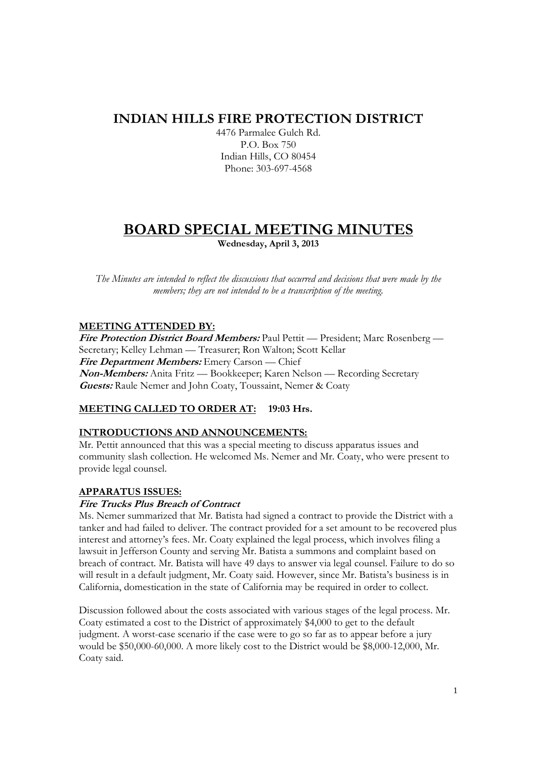# INDIAN HILLS FIRE PROTECTION DISTRICT

4476 Parmalee Gulch Rd.
P.O. Box 750
Indian Hills, CO 80454
Phone: 303-697-4568

# BOARD SPECIAL MEETING MINUTES

**Wednesday, April 3, 2013**

*The Minutes are intended to reflect the discussions that occurred and decisions that were made by the members; they are not intended to be a transcription of the meeting.*

## MEETING ATTENDED BY:

***Fire Protection District Board Members:*** Paul Pettit — President; Marc Rosenberg — Secretary; Kelley Lehman — Treasurer; Ron Walton; Scott Kellar
***Fire Department Members:*** Emery Carson — Chief
***Non-Members:*** Anita Fritz — Bookkeeper; Karen Nelson — Recording Secretary
***Guests:*** Raule Nemer and John Coaty, Toussaint, Nemer & Coaty

## MEETING CALLED TO ORDER AT: 19:03 Hrs.

## INTRODUCTIONS AND ANNOUNCEMENTS:

Mr. Pettit announced that this was a special meeting to discuss apparatus issues and community slash collection. He welcomed Ms. Nemer and Mr. Coaty, who were present to provide legal counsel.

## APPARATUS ISSUES:

### *Fire Trucks Plus Breach of Contract*

Ms. Nemer summarized that Mr. Batista had signed a contract to provide the District with a tanker and had failed to deliver. The contract provided for a set amount to be recovered plus interest and attorney's fees. Mr. Coaty explained the legal process, which involves filing a lawsuit in Jefferson County and serving Mr. Batista a summons and complaint based on breach of contract. Mr. Batista will have 49 days to answer via legal counsel. Failure to do so will result in a default judgment, Mr. Coaty said. However, since Mr. Batista's business is in California, domestication in the state of California may be required in order to collect.

Discussion followed about the costs associated with various stages of the legal process. Mr. Coaty estimated a cost to the District of approximately $4,000 to get to the default judgment. A worst-case scenario if the case were to go so far as to appear before a jury would be $50,000-60,000. A more likely cost to the District would be $8,000-12,000, Mr. Coaty said.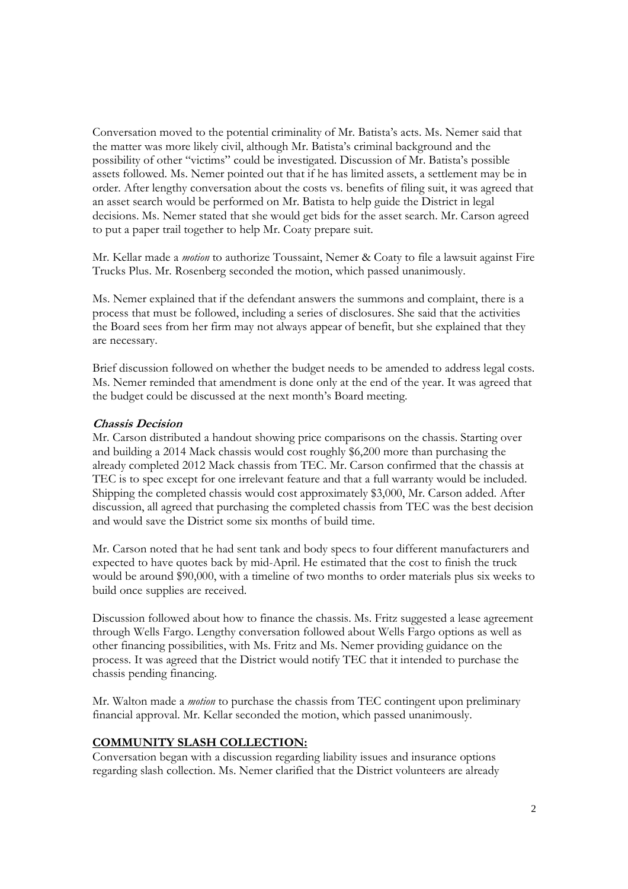Conversation moved to the potential criminality of Mr. Batista's acts. Ms. Nemer said that the matter was more likely civil, although Mr. Batista's criminal background and the possibility of other "victims" could be investigated. Discussion of Mr. Batista's possible assets followed. Ms. Nemer pointed out that if he has limited assets, a settlement may be in order. After lengthy conversation about the costs vs. benefits of filing suit, it was agreed that an asset search would be performed on Mr. Batista to help guide the District in legal decisions. Ms. Nemer stated that she would get bids for the asset search. Mr. Carson agreed to put a paper trail together to help Mr. Coaty prepare suit.

Mr. Kellar made a *motion* to authorize Toussaint, Nemer & Coaty to file a lawsuit against Fire Trucks Plus. Mr. Rosenberg seconded the motion, which passed unanimously.

Ms. Nemer explained that if the defendant answers the summons and complaint, there is a process that must be followed, including a series of disclosures. She said that the activities the Board sees from her firm may not always appear of benefit, but she explained that they are necessary.

Brief discussion followed on whether the budget needs to be amended to address legal costs. Ms. Nemer reminded that amendment is done only at the end of the year. It was agreed that the budget could be discussed at the next month's Board meeting.

***Chassis Decision***

Mr. Carson distributed a handout showing price comparisons on the chassis. Starting over and building a 2014 Mack chassis would cost roughly $6,200 more than purchasing the already completed 2012 Mack chassis from TEC. Mr. Carson confirmed that the chassis at TEC is to spec except for one irrelevant feature and that a full warranty would be included. Shipping the completed chassis would cost approximately $3,000, Mr. Carson added. After discussion, all agreed that purchasing the completed chassis from TEC was the best decision and would save the District some six months of build time.

Mr. Carson noted that he had sent tank and body specs to four different manufacturers and expected to have quotes back by mid-April. He estimated that the cost to finish the truck would be around $90,000, with a timeline of two months to order materials plus six weeks to build once supplies are received.

Discussion followed about how to finance the chassis. Ms. Fritz suggested a lease agreement through Wells Fargo. Lengthy conversation followed about Wells Fargo options as well as other financing possibilities, with Ms. Fritz and Ms. Nemer providing guidance on the process. It was agreed that the District would notify TEC that it intended to purchase the chassis pending financing.

Mr. Walton made a *motion* to purchase the chassis from TEC contingent upon preliminary financial approval. Mr. Kellar seconded the motion, which passed unanimously.

**COMMUNITY SLASH COLLECTION:**

Conversation began with a discussion regarding liability issues and insurance options regarding slash collection. Ms. Nemer clarified that the District volunteers are already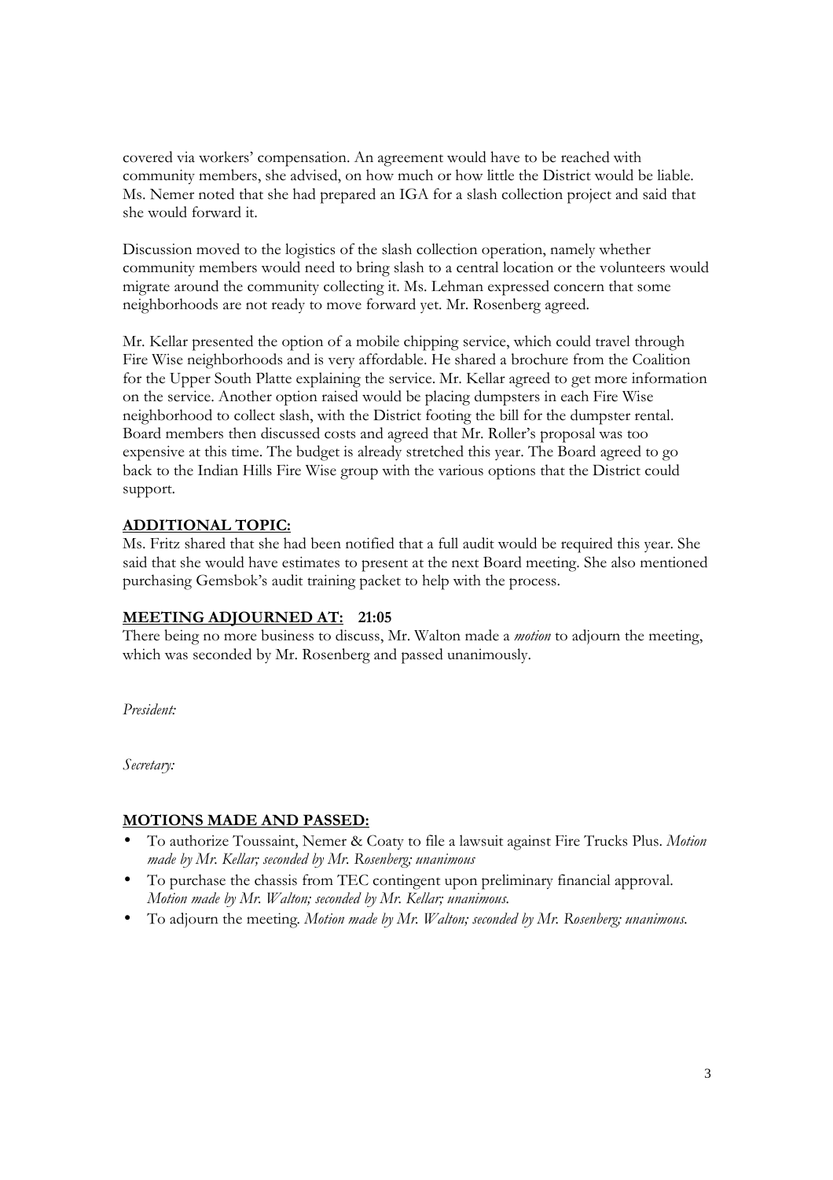covered via workers' compensation. An agreement would have to be reached with community members, she advised, on how much or how little the District would be liable. Ms. Nemer noted that she had prepared an IGA for a slash collection project and said that she would forward it.

Discussion moved to the logistics of the slash collection operation, namely whether community members would need to bring slash to a central location or the volunteers would migrate around the community collecting it. Ms. Lehman expressed concern that some neighborhoods are not ready to move forward yet. Mr. Rosenberg agreed.

Mr. Kellar presented the option of a mobile chipping service, which could travel through Fire Wise neighborhoods and is very affordable. He shared a brochure from the Coalition for the Upper South Platte explaining the service. Mr. Kellar agreed to get more information on the service. Another option raised would be placing dumpsters in each Fire Wise neighborhood to collect slash, with the District footing the bill for the dumpster rental. Board members then discussed costs and agreed that Mr. Roller's proposal was too expensive at this time. The budget is already stretched this year. The Board agreed to go back to the Indian Hills Fire Wise group with the various options that the District could support.

**ADDITIONAL TOPIC:**

Ms. Fritz shared that she had been notified that a full audit would be required this year. She said that she would have estimates to present at the next Board meeting. She also mentioned purchasing Gemsbok's audit training packet to help with the process.

**MEETING ADJOURNED AT: 21:05**

There being no more business to discuss, Mr. Walton made a *motion* to adjourn the meeting, which was seconded by Mr. Rosenberg and passed unanimously.

*President:*

*Secretary:*

**MOTIONS MADE AND PASSED:**

- To authorize Toussaint, Nemer & Coaty to file a lawsuit against Fire Trucks Plus. *Motion made by Mr. Kellar; seconded by Mr. Rosenberg; unanimous*
- To purchase the chassis from TEC contingent upon preliminary financial approval. *Motion made by Mr. Walton; seconded by Mr. Kellar; unanimous.*
- To adjourn the meeting. *Motion made by Mr. Walton; seconded by Mr. Rosenberg; unanimous.*